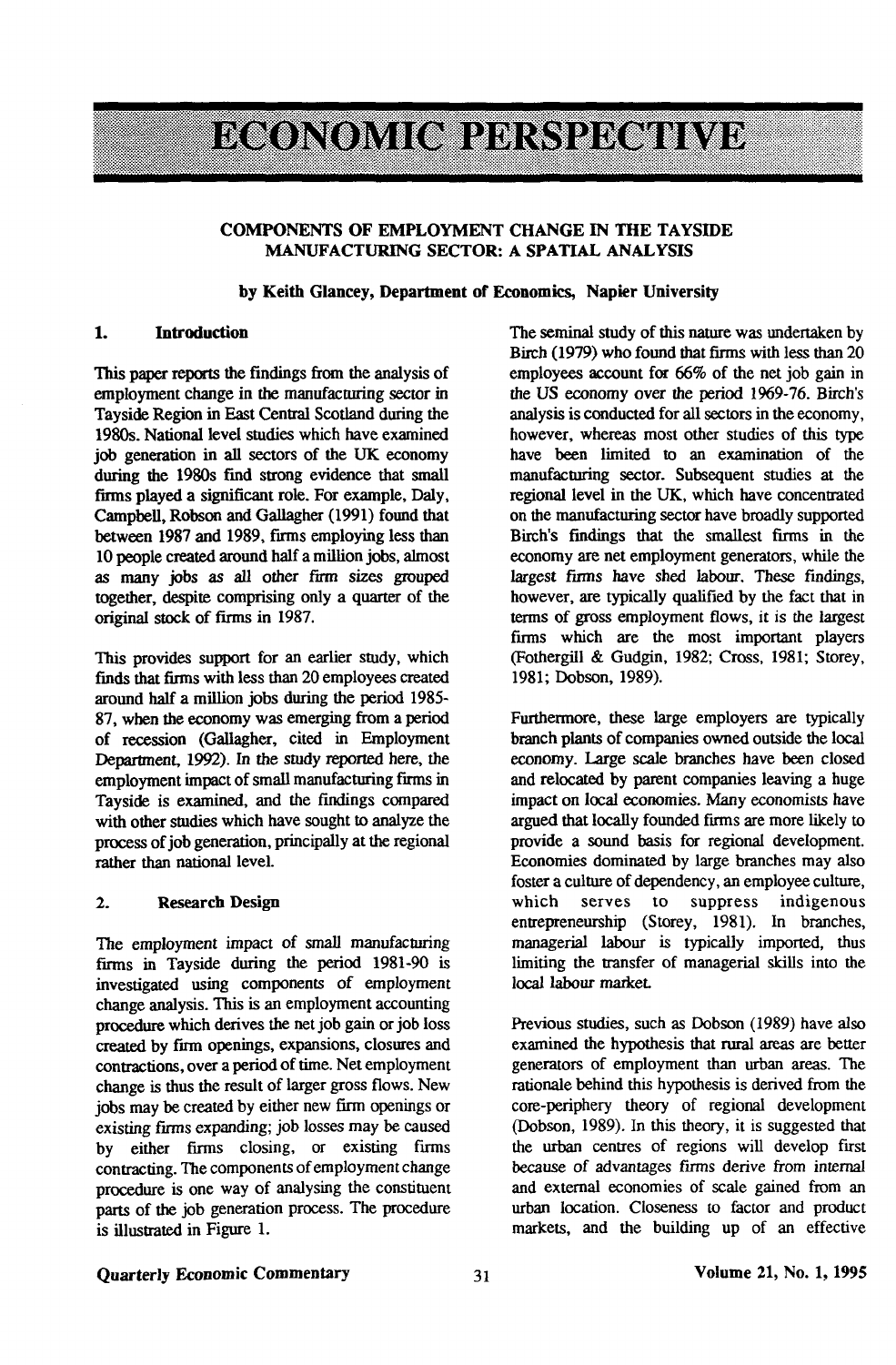# ECONOMIC PERSPECTIVE

## COMPONENTS OF EMPLOYMENT CHANGE IN THE TAYSIDE MANUFACTURING SECTOR: A SPATIAL ANALYSIS

**by Keith Glancey, Department of Economics, Napier University**

### 1. Introduction

This paper reports the findings from the analysis of employment change in the manufacturing sector in Tayside Region in East Central Scotland during the 1980s. National level studies which have examined job generation in all sectors of the UK economy during the 1980s find strong evidence that small firms played a significant role. For example, Daly, Campbell, Robson and Gallagher (1991) found that between 1987 and 1989, firms employing less than 10 people created around half a million jobs, almost as many jobs as all other firm sizes grouped together, despite comprising only a quarter of the original stock of firms in 1987.

This provides support for an earlier study, which finds that firms with less than 20 employees created around half a million jobs during the period 1985-87, when the economy was emerging from a period of recession (Gallagher, cited in Employment Department, 1992). In the study reported here, the employment impact of small manufacturing firms in Tayside is examined, and the findings compared with other studies which have sought to analyze the process of job generation, principally at the regional rather than national level.

### 2. Research Design

The employment impact of small manufacturing firms in Tayside during the period 1981-90 is investigated using components of employment change analysis. This is an employment accounting procedure which derives the net job gain or job loss created by firm openings, expansions, closures and contractions, over a period of time. Net employment change is thus the result of larger gross flows. New jobs may be created by either new firm openings or existing firms expanding; job losses may be caused by either firms closing, or existing firms contracting. The components of employment change procedure is one way of analysing the constituent parts of the job generation process. The procedure is illustrated in Figure 1.

The seminal study of this nature was undertaken by Birch (1979) who found that firms with less than 20 employees account for 66% of the net job gain in the US economy over the period 1969-76. Birch's analysis is conducted for all sectors in the economy, however, whereas most other studies of this type have been limited to an examination of the manufacturing sector. Subsequent studies at the regional level in the UK, which have concentrated on the manufacturing sector have broadly supported Birch's findings that the smallest firms in the economy are net employment generators, while the largest firms have shed labour. These findings, however, are typically qualified by the fact that in terms of gross employment flows, it is the largest firms which are the most important players (Fothergill & Gudgin, 1982; Cross, 1981; Storey, 1981; Dobson, 1989).

Furthermore, these large employers are typically branch plants of companies owned outside the local economy. Large scale branches have been closed and relocated by parent companies leaving a huge impact on local economies. Many economists have argued that locally founded firms are more likely to provide a sound basis for regional development. Economies dominated by large branches may also foster a culture of dependency, an employee culture, which serves to suppress indigenous entrepreneurship (Storey, 1981). In branches, managerial labour is typically imported, thus limiting the transfer of managerial skills into the local labour market.

Previous studies, such as Dobson (1989) have also examined the hypothesis that rural areas are better generators of employment than urban areas. The rationale behind this hypothesis is derived from the core-periphery theory of regional development (Dobson, 1989). In this theory, it is suggested that the urban centres of regions will develop first because of advantages firms derive from internal and external economies of scale gained from an urban location. Closeness to factor and product markets, and the building up of an effective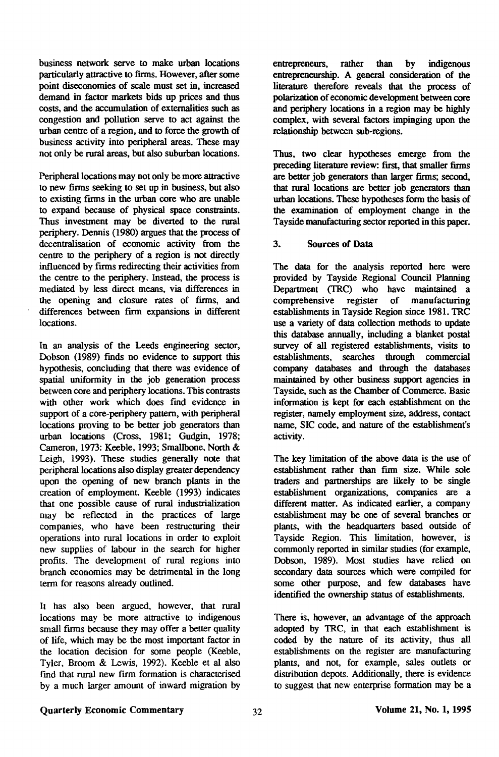business network serve to make urban locations particularly attractive to firms. However, after some point diseconomies of scale must set in, increased demand in factor markets bids up prices and thus costs, and the accumulation of externalities such as congestion and pollution serve to act against the urban centre of a region, and to force the growth of business activity into peripheral areas. These may not only be rural areas, but also suburban locations.

Peripheral locations may not only be more attractive to new firms seeking to set up in business, but also to existing firms in the urban core who are unable to expand because of physical space constraints. Thus investment may be diverted to the rural periphery. Dennis (1980) argues that the process of decentralisation of economic activity from the centre to the periphery of a region is not directly influenced by firms redirecting their activities from the centre to the periphery. Instead, the process is mediated by less direct means, via differences in the opening and closure rates of firms, and differences between firm expansions in different locations.

In an analysis of the Leeds engineering sector, Dobson (1989) finds no evidence to support this hypothesis, concluding that there was evidence of spatial uniformity in the job generation process between core and periphery locations. This contrasts with other work which does find evidence in support of a core-periphery pattern, with peripheral locations proving to be better job generators than urban locations (Cross, 1981; Gudgin, 1978; Cameron, 1973: Keeble, 1993; Smallbone, North & Leigh, 1993). These studies generally note that peripheral locations also display greater dependency upon the opening of new branch plants in the creation of employment. Keeble (1993) indicates that one possible cause of rural industrialization may be reflected in the practices of large companies, who have been restructuring their operations into rural locations in order to exploit new supplies of labour in the search for higher profits. The development of rural regions into branch economies may be detrimental in the long term for reasons already outlined.

It has also been argued, however, that rural locations may be more attractive to indigenous small firms because they may offer a better quality of life, which may be the most important factor in the location decision for some people (Keeble, Tyler, Broom & Lewis, 1992). Keeble et al also find that rural new firm formation is characterised by a much larger amount of inward migration by entrepreneurs, rather than by indigenous entrepreneurship. A general consideration of the literature therefore reveals that the process of polarization of economic development between core and periphery locations in a region may be highly complex, with several factors impinging upon the relationship between sub-regions.

Thus, two clear hypotheses emerge from the preceding literature review: first, that smaller firms are better job generators than larger firms; second, that rural locations are better job generators than urban locations. These hypotheses form the basis of the examination of employment change in the Tayside manufacturing sector reported in this paper.

## 3. Sources of Data

The data for the analysis reported here were provided by Tayside Regional Council Planning Department (TRC) who have maintained a comprehensive register of manufacturing establishments in Tayside Region since 1981. TRC use a variety of data collection methods to update this database annually, including a blanket postal survey of all registered establishments, visits to establishments, searches through commercial company databases and through the databases maintained by other business support agencies in Tayside, such as the Chamber of Commerce. Basic information is kept for each establishment on the register, namely employment size, address, contact name, SIC code, and nature of the establishment's activity.

The key limitation of the above data is the use of establishment rather than firm size. While sole traders and partnerships are likely to be single establishment organizations, companies are a different matter. As indicated earlier, a company establishment may be one of several branches or plants, with the headquarters based outside of Tayside Region. This limitation, however, is commonly reported in similar studies (for example, Dobson, 1989). Most studies have relied on secondary data sources which were compiled for some other purpose, and few databases have identified the ownership status of establishments.

There is, however, an advantage of the approach adopted by TRC, in that each establishment is coded by the nature of its activity, thus all establishments on the register are manufacturing plants, and not, for example, sales outlets or distribution depots. Additionally, there is evidence to suggest that new enterprise formation may be a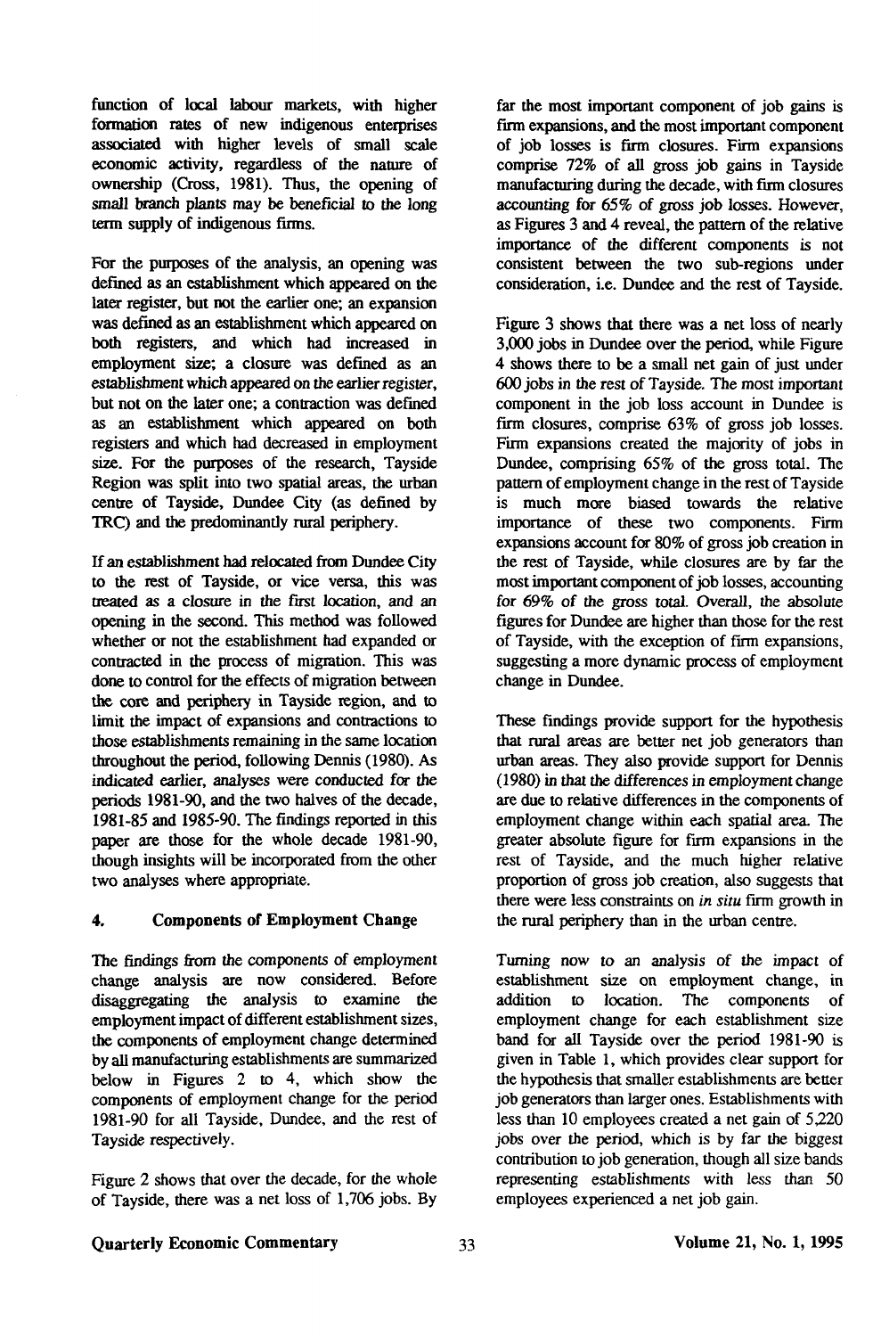function of local labour markets, with higher formation rates of new indigenous enterprises associated with higher levels of small scale economic activity, regardless of the nature of ownership (Cross, 1981). Thus, the opening of small branch plants may be beneficial to the long term supply of indigenous firms.

For the purposes of the analysis, an opening was defined as an establishment which appeared on the later register, but not the earlier one; an expansion was defined as an establishment which appeared on both registers, and which had increased in employment size; a closure was defined as an establishment which appeared on the earlier register, but not on the later one; a contraction was defined as an establishment which appeared on both registers and which had decreased in employment size. For the purposes of the research, Tayside Region was split into two spatial areas, the urban centre of Tayside, Dundee City (as defined by TRC) and the predominantly rural periphery.

If an establishment had relocated from Dundee City to the rest of Tayside, or vice versa, this was treated as a closure in the first location, and an opening in the second. This method was followed whether or not the establishment had expanded or contracted in the process of migration. This was done to control for the effects of migration between the core and periphery in Tayside region, and to limit the impact of expansions and contractions to those establishments remaining in the same location throughout the period, following Dennis (1980). As indicated earlier, analyses were conducted for the periods 1981-90, and the two halves of the decade, 1981-85 and 1985-90. The findings reported in this paper are those for the whole decade 1981-90, though insights will be incorporated from the other two analyses where appropriate.

## 4. Components of Employment Change

The findings from the components of employment change analysis are now considered. Before disaggregating the analysis to examine the employment impact of different establishment sizes, the components of employment change determined by all manufacturing establishments are summarized below in Figures 2 to 4, which show the components of employment change for the period 1981-90 for all Tayside, Dundee, and the rest of Tayside respectively.

Figure 2 shows that over the decade, for the whole of Tayside, there was a net loss of 1,706 jobs. By far the most important component of job gains is firm expansions, and the most important component of job losses is firm closures. Firm expansions comprise 72% of all gross job gains in Tayside manufacturing during the decade, with firm closures accounting for 65% of gross job losses. However, as Figures 3 and 4 reveal, the pattern of the relative importance of the different components is not consistent between the two sub-regions under consideration, i.e. Dundee and the rest of Tayside.

Figure 3 shows that there was a net loss of nearly 3,000 jobs in Dundee over the period, while Figure 4 shows there to be a small net gain of just under 600 jobs in the rest of Tayside. The most important component in the job loss account in Dundee is firm closures, comprise 63% of gross job losses. Firm expansions created the majority of jobs in Dundee, comprising 65% of the gross total. The pattern of employment change in the rest of Tayside is much more biased towards the relative importance of these two components. Firm expansions account for 80% of gross job creation in the rest of Tayside, while closures are by far the most important component of job losses, accounting for 69% of the gross total. Overall, the absolute figures for Dundee are higher than those for the rest of Tayside, with the exception of firm expansions, suggesting a more dynamic process of employment change in Dundee.

These findings provide support for the hypothesis that rural areas are better net job generators than urban areas. They also provide support for Dennis (1980) in that the differences in employment change are due to relative differences in the components of employment change within each spatial area. The greater absolute figure for firm expansions in the rest of Tayside, and the much higher relative proportion of gross job creation, also suggests that there were less constraints on *in situ* firm growth in the rural periphery than in the urban centre.

Turning now to an analysis of the impact of establishment size on employment change, in addition to location. The components of employment change for each establishment size band for all Tayside over the period 1981-90 is given in Table 1, which provides clear support for the hypothesis that smaller establishments are better job generators than larger ones. Establishments with less than 10 employees created a net gain of 5,220 jobs over the period, which is by far the biggest contribution to job generation, though all size bands representing establishments with less than 50 employees experienced a net job gain.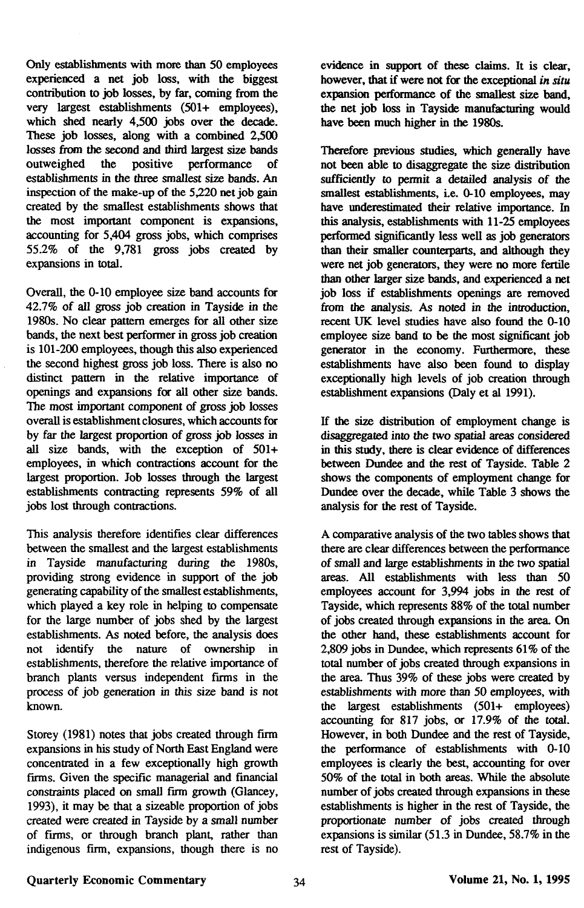Only establishments with more than 50 employees experienced a net job loss, with the biggest contribution to job losses, by far, coming from the very largest establishments (501+ employees), which shed nearly 4,500 jobs over the decade. These job losses, along with a combined 2,500 losses from the second and third largest size bands outweighed the positive performance of establishments in the three smallest size bands. An inspection of the make-up of the 5,220 net job gain created by the smallest establishments shows that the most important component is expansions, accounting for 5,404 gross jobs, which comprises 55.2% of the 9,781 gross jobs created by expansions in total.

Overall, the 0-10 employee size band accounts for 42.7% of all gross job creation in Tayside in the 1980s. No clear pattern emerges for all other size bands, the next best performer in gross job creation is 101-200 employees, though this also experienced the second highest gross job loss. There is also no distinct pattern in the relative importance of openings and expansions for all other size bands. The most important component of gross job losses overall is establishment closures, which accounts for by far the largest proportion of gross job losses in all size bands, with the exception of 501+ employees, in which contractions account for the largest proportion. Job losses through the largest establishments contracting represents 59% of all jobs lost through contractions.

This analysis therefore identifies clear differences between the smallest and the largest establishments in Tayside manufacturing during the 1980s, providing strong evidence in support of the job generating capability of the smallest establishments, which played a key role in helping to compensate for the large number of jobs shed by the largest establishments. As noted before, the analysis does not identify the nature of ownership in establishments, therefore the relative importance of branch plants versus independent firms in the process of job generation in this size band is not known.

Storey (1981) notes that jobs created through firm expansions in his study of North East England were concentrated in a few exceptionally high growth firms. Given the specific managerial and financial constraints placed on small firm growth (Glancey, 1993), it may be that a sizeable proportion of jobs created were created in Tayside by a small number of firms, or through branch plant, rather than indigenous firm, expansions, though there is no evidence in support of these claims. It is clear, however, that if were not for the exceptional *in situ* expansion performance of the smallest size band, the net job loss in Tayside manufacturing would have been much higher in the 1980s.

Therefore previous studies, which generally have not been able to disaggregate the size distribution sufficiently to permit a detailed analysis of the smallest establishments, i.e. 0-10 employees, may have underestimated their relative importance. In this analysis, establishments with 11-25 employees performed significantly less well as job generators than their smaller counterparts, and although they were net job generators, they were no more fertile than other larger size bands, and experienced a net job loss if establishments openings are removed from the analysis. As noted in the introduction, recent UK level studies have also found the 0-10 employee size band to be the most significant job generator in the economy. Furthermore, these establishments have also been found to display exceptionally high levels of job creation through establishment expansions (Daly et al 1991).

If the size distribution of employment change is disaggregated into the two spatial areas considered in this study, there is clear evidence of differences between Dundee and the rest of Tayside. Table 2 shows the components of employment change for Dundee over the decade, while Table 3 shows the analysis for the rest of Tayside.

A comparative analysis of the two tables shows that there are clear differences between the performance of small and large establishments in the two spatial areas. All establishments with less than 50 employees account for 3,994 jobs in the rest of Tayside, which represents 88% of the total number of jobs created through expansions in the area. On the other hand, these establishments account for 2,809 jobs in Dundee, which represents 61% of the total number of jobs created through expansions in the area. Thus 39% of these jobs were created by establishments with more than 50 employees, with the largest establishments (501+ employees) accounting for 817 jobs, or 17.9% of the total. However, in both Dundee and the rest of Tayside, the performance of establishments with 0-10 employees is clearly the best, accounting for over 50% of the total in both areas. While the absolute number of jobs created through expansions in these establishments is higher in the rest of Tayside, the proportionate number of jobs created through expansions is similar (51.3 in Dundee, 58.7% in the rest of Tayside).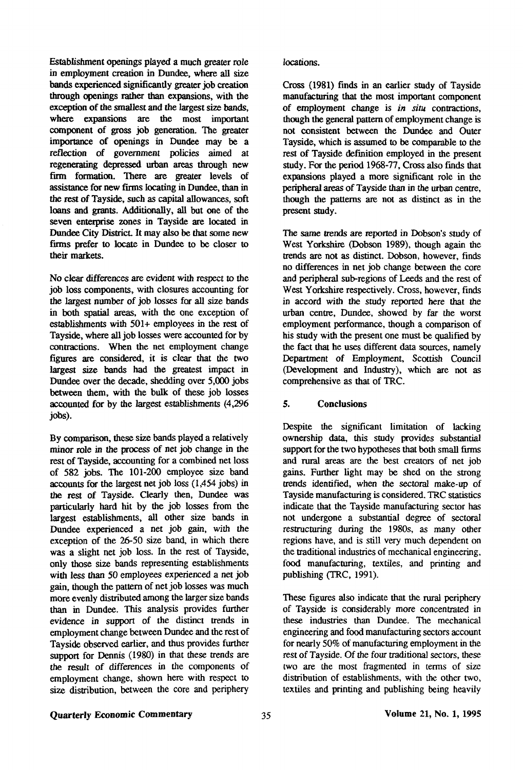Establishment openings played a much greater role in employment creation in Dundee, where all size bands experienced significantly greater job creation through openings rather than expansions, with the exception of the smallest and the largest size bands, where expansions are the most important component of gross job generation. The greater importance of openings in Dundee may be a reflection of government policies aimed at regenerating depressed urban areas through new firm formation. There are greater levels of assistance for new firms locating in Dundee, than in the rest of Tayside, such as capital allowances, soft loans and grants. Additionally, all but one of the seven enterprise zones in Tayside are located in Dundee City District. It may also be that some new firms prefer to locate in Dundee to be closer to their markets.

No clear differences are evident with respect to the job loss components, with closures accounting for the largest number of job losses for all size bands in both spatial areas, with the one exception of establishments with 501+ employees in the rest of Tayside, where all job losses were accounted for by contractions. When the net employment change figures are considered, it is clear that the two largest size bands had the greatest impact in Dundee over the decade, shedding over 5,000 jobs between them, with the bulk of these job losses accounted for by the largest establishments (4,296 jobs).

By comparison, these size bands played a relatively minor role in the process of net job change in the rest of Tayside, accounting for a combined net loss of 582 jobs. The 101-200 employee size band accounts for the largest net job loss (1,454 jobs) in the rest of Tayside. Clearly then, Dundee was particularly hard hit by the job losses from the largest establishments, all other size bands in Dundee experienced a net job gain, with the exception of the 26-50 size band, in which there was a slight net job loss. In the rest of Tayside, only those size bands representing establishments with less than 50 employees experienced a net job gain, though the pattern of net job losses was much more evenly distributed among the larger size bands than in Dundee. This analysis provides further evidence in support of the distinct trends in employment change between Dundee and the rest of Tayside observed earlier, and thus provides further support for Dennis (1980) in that these trends are the result of differences in the components of employment change, shown here with respect to size distribution, between the core and periphery locations.

Cross (1981) finds in an earlier study of Tayside manufacturing that the most important component of employment change is *in situ* contractions, though the general pattern of employment change is not consistent between the Dundee and Outer Tayside, which is assumed to be comparable to the rest of Tayside definition employed in the present study. For the period 1968-77, Cross also finds that expansions played a more significant role in the peripheral areas of Tayside than in the urban centre, though the patterns are not as distinct as in the present study.

The same trends are reported in Dobson's study of West Yorkshire (Dobson 1989), though again the trends are not as distinct. Dobson, however, finds no differences in net job change between the core and peripheral sub-regions of Leeds and the rest of West Yorkshire respectively. Cross, however, finds in accord with the study reported here that the urban centre, Dundee, showed by far the worst employment performance, though a comparison of his study with the present one must be qualified by the fact that he uses different data sources, namely Department of Employment, Scottish Council (Development and Industry), which are not as comprehensive as that of TRC.

## 5. Conclusions

Despite the significant limitation of lacking ownership data, this study provides substantial support for the two hypotheses that both small firms and rural areas are the best creators of net job gains. Further light may be shed on the strong trends identified, when the sectoral make-up of Tayside manufacturing is considered. TRC statistics indicate that the Tayside manufacturing sector has not undergone a substantial degree of sectoral restructuring during the 1980s, as many other regions have, and is still very much dependent on the traditional industries of mechanical engineering, food manufacturing, textiles, and printing and publishing (TRC, 1991).

These figures also indicate that the rural periphery of Tayside is considerably more concentrated in these industries than Dundee. The mechanical engineering and food manufacturing sectors account for nearly 50% of manufacturing employment in the rest of Tayside. Of the four traditional sectors, these two are the most fragmented in terms of size distribution of establishments, with the other two, textiles and printing and publishing being heavily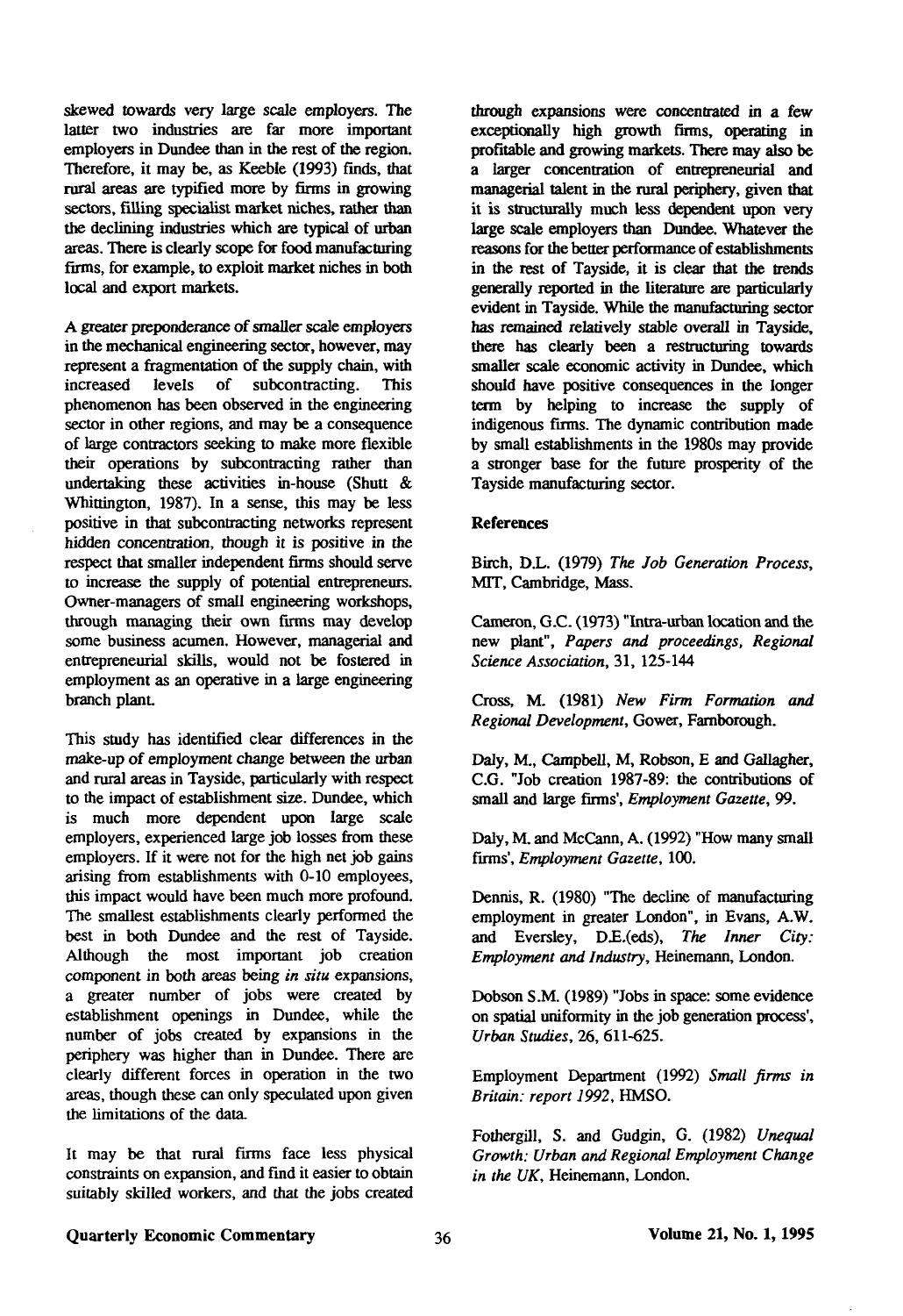skewed towards very large scale employers. The latter two industries are far more important employers in Dundee than in the rest of the region. Therefore, it may be, as Keeble (1993) finds, that rural areas are typified more by firms in growing sectors, filling specialist market niches, rather than the declining industries which are typical of urban areas. There is clearly scope for food manufacturing firms, for example, to exploit market niches in both local and export markets.

A greater preponderance of smaller scale employers in the mechanical engineering sector, however, may represent a fragmentation of the supply chain, with increased levels of subcontracting. This phenomenon has been observed in the engineering sector in other regions, and may be a consequence of large contractors seeking to make more flexible their operations by subcontracting rather than undertaking these activities in-house (Shutt & Whittington, 1987). In a sense, this may be less positive in that subcontracting networks represent hidden concentration, though it is positive in the respect that smaller independent firms should serve to increase the supply of potential entrepreneurs. Owner-managers of small engineering workshops, through managing their own firms may develop some business acumen. However, managerial and entrepreneurial skills, would not be fostered in employment as an operative in a large engineering branch plant.

This study has identified clear differences in the make-up of employment change between the urban and rural areas in Tayside, particularly with respect to the impact of establishment size. Dundee, which is much more dependent upon large scale employers, experienced large job losses from these employers. If it were not for the high net job gains arising from establishments with 0-10 employees, this impact would have been much more profound. The smallest establishments clearly performed the best in both Dundee and the rest of Tayside. Although the most important job creation component in both areas being *in situ* expansions, a greater number of jobs were created by establishment openings in Dundee, while the number of jobs created by expansions in the periphery was higher than in Dundee. There are clearly different forces in operation in the two areas, though these can only speculated upon given the limitations of the data.

It may be that rural firms face less physical constraints on expansion, and find it easier to obtain suitably skilled workers, and that the jobs created through expansions were concentrated in a few exceptionally high growth firms, operating in profitable and growing markets. There may also be a larger concentration of entrepreneurial and managerial talent in the rural periphery, given that it is structurally much less dependent upon very large scale employers than Dundee. Whatever the reasons for the better performance of establishments in the rest of Tayside, it is clear that the trends generally reported in the literature are particularly evident in Tayside. While the manufacturing sector has remained relatively stable overall in Tayside, there has clearly been a restructuring towards smaller scale economic activity in Dundee, which should have positive consequences in the longer term by helping to increase the supply of indigenous firms. The dynamic contribution made by small establishments in the 1980s may provide a stronger base for the future prosperity of the Tayside manufacturing sector.

### References

Birch, D.L. (1979) *The Job Generation Process*, MIT, Cambridge, Mass.

Cameron, G.C. (1973) "Intra-urban location and the new plant", *Papers and proceedings, Regional Science Association*, 31, 125-144

Cross, M. (1981) *New Firm Formation and Regional Development*, Gower, Farnborough.

Daly, M., Campbell, M, Robson, E and Gallagher, C.G. "Job creation 1987-89: the contributions of small and large firms', *Employment Gazette*, 99.

Daly, M. and McCann, A. (1992) "How many small firms', *Employment Gazette*, 100.

Dennis, R. (1980) "The decline of manufacturing employment in greater London", in Evans, A.W. and Eversley, D.E.(eds), *The Inner City: Employment and Industry*, Heinemann, London.

Dobson S.M. (1989) "Jobs in space: some evidence on spatial uniformity in the job generation process', *Urban Studies*, 26, 611-625.

Employment Department (1992) *Small firms in Britain: report 1992*, HMSO.

Fothergill, S. and Gudgin, G. (1982) *Unequal Growth: Urban and Regional Employment Change in the UK*, Heinemann, London.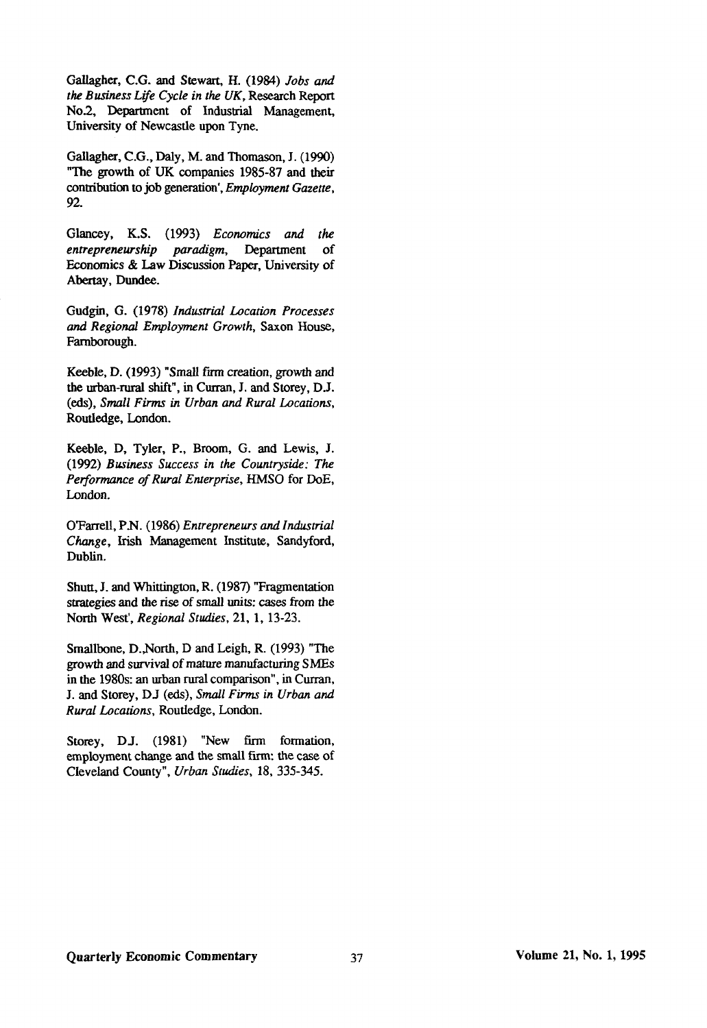Gallagher, C.G. and Stewart, H. (1984) *Jobs and the Business Life Cycle in the UK*, Research Report No.2, Department of Industrial Management, University of Newcastle upon Tyne.

Gallagher, C.G., Daly, M. and Thomason, J. (1990) "The growth of UK companies 1985-87 and their contribution to job generation', *Employment Gazette*, 92.

Glancey, K.S. (1993) *Economics and the entrepreneurship paradigm*, Department of Economics & Law Discussion Paper, University of Abertay, Dundee.

Gudgin, G. (1978) *Industrial Location Processes and Regional Employment Growth*, Saxon House, Farnborough.

Keeble, D. (1993) "Small firm creation, growth and the urban-rural shift", in Curran, J. and Storey, D.J. (eds), *Small Firms in Urban and Rural Locations*, Routledge, London.

Keeble, D, Tyler, P., Broom, G. and Lewis, J. (1992) *Business Success in the Countryside: The Performance of Rural Enterprise*, HMSO for DoE, London.

O'Farrell, P.N. (1986) *Entrepreneurs and Industrial Change*, Irish Management Institute, Sandyford, Dublin.

Shutt, J. and Whittington, R. (1987) "Fragmentation strategies and the rise of small units: cases from the North West', *Regional Studies*, 21, 1, 13-23.

Smallbone, D.,North, D and Leigh, R. (1993) "The growth and survival of mature manufacturing SMEs in the 1980s: an urban rural comparison", in Curran, J. and Storey, DJ (eds), *Small Firms in Urban and Rural Locations*, Routledge, London.

Storey, D.J. (1981) "New firm formation, employment change and the small firm: the case of Cleveland County", *Urban Studies*, 18, 335-345.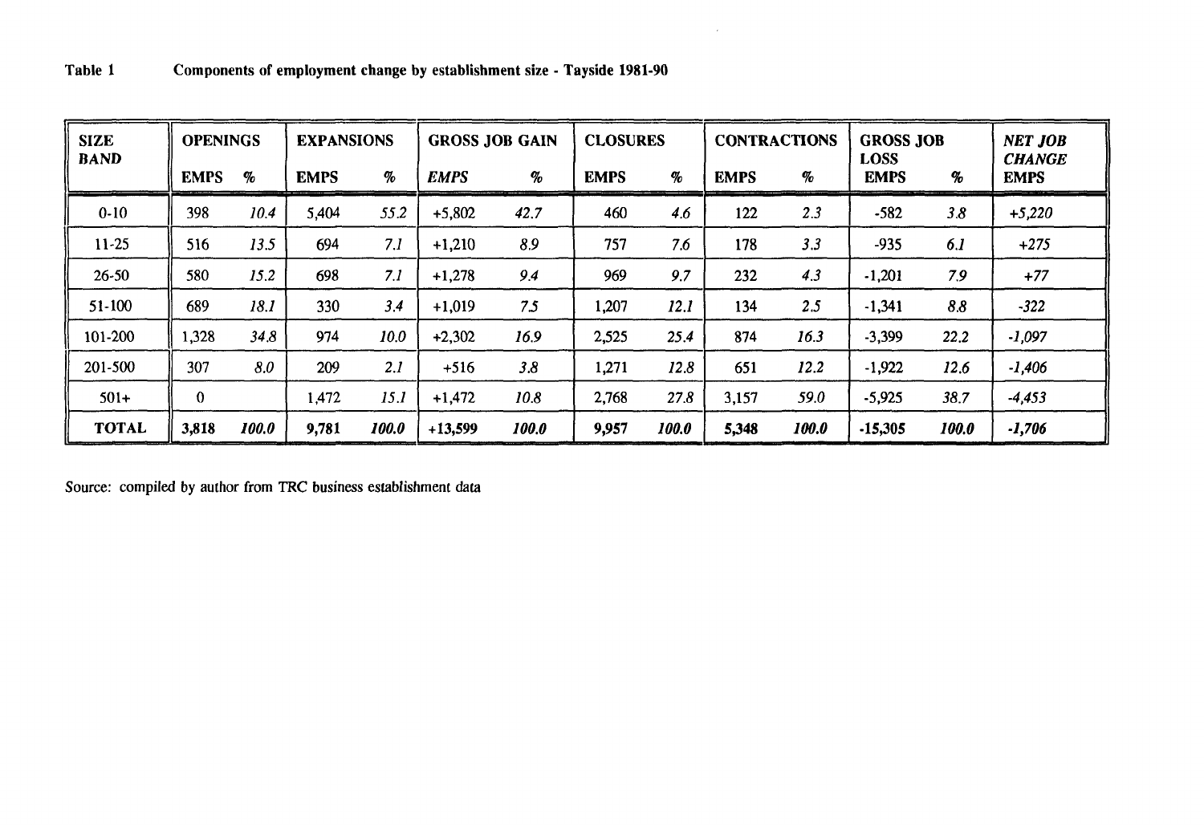**Table 1 Components of employment change by establishment size - Tayside 1981-90**

| SIZE BAND | OPENINGS | | EXPANSIONS | | GROSS JOB GAIN | | CLOSURES | | CONTRACTIONS | | GROSS JOB LOSS | | *NET JOB CHANGE* |
|---|---|---|---|---|---|---|---|---|---|---|---|---|---|
| | EMPS | % | EMPS | % | *EMPS* | % | EMPS | % | EMPS | % | EMPS | % | EMPS |
| 0-10 | 398 | *10.4* | 5,404 | *55.2* | +5,802 | *42.7* | 460 | *4.6* | 122 | *2.3* | -582 | *3.8* | *+5,220* |
| 11-25 | 516 | *13.5* | 694 | *7.1* | +1,210 | *8.9* | 757 | *7.6* | 178 | *3.3* | -935 | *6.1* | *+275* |
| 26-50 | 580 | *15.2* | 698 | *7.1* | +1,278 | *9.4* | 969 | *9.7* | 232 | *4.3* | -1,201 | *7.9* | *+77* |
| 51-100 | 689 | *18.1* | 330 | *3.4* | +1,019 | *7.5* | 1,207 | *12.1* | 134 | *2.5* | -1,341 | *8.8* | *-322* |
| 101-200 | 1,328 | *34.8* | 974 | *10.0* | +2,302 | *16.9* | 2,525 | *25.4* | 874 | *16.3* | -3,399 | *22.2* | *-1,097* |
| 201-500 | 307 | *8.0* | 209 | *2.1* | +516 | *3.8* | 1,271 | *12.8* | 651 | *12.2* | -1,922 | *12.6* | *-1,406* |
| 501+ | 0 | | 1,472 | *15.1* | +1,472 | *10.8* | 2,768 | *27.8* | 3,157 | *59.0* | -5,925 | *38.7* | *-4,453* |
| **TOTAL** | **3,818** | ***100.0*** | **9,781** | ***100.0*** | **+13,599** | ***100.0*** | **9,957** | ***100.0*** | **5,348** | ***100.0*** | **-15,305** | ***100.0*** | ***-1,706*** |

Source: compiled by author from TRC business establishment data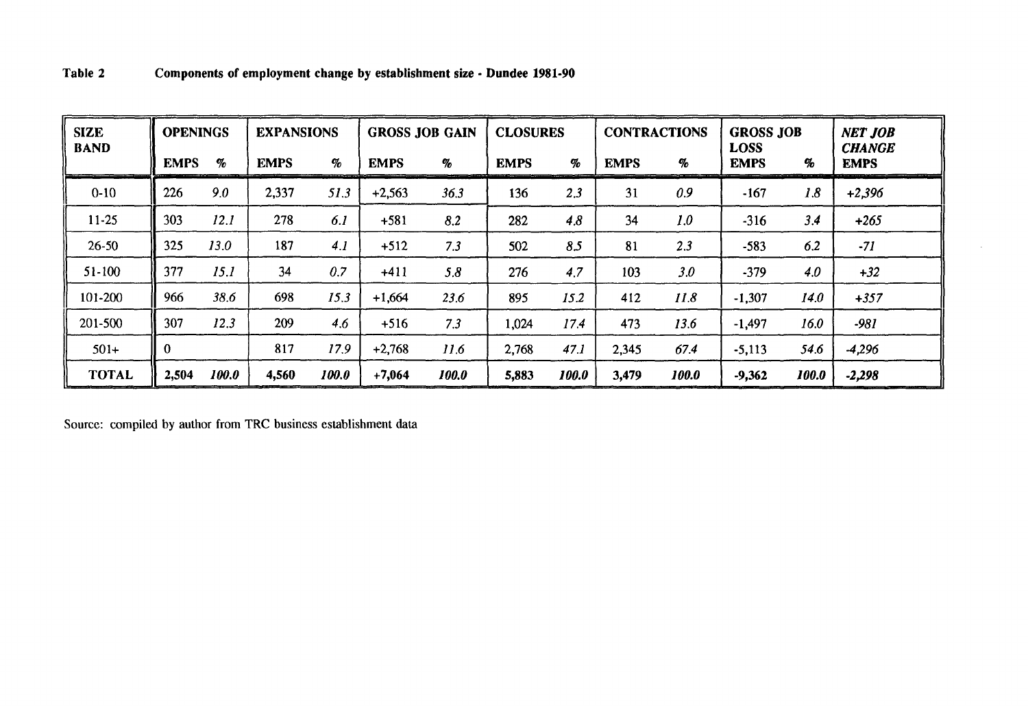**Table 2 Components of employment change by establishment size - Dundee 1981-90**

| SIZE BAND | OPENINGS | | EXPANSIONS | | GROSS JOB GAIN | | CLOSURES | | CONTRACTIONS | | GROSS JOB LOSS | | *NET JOB CHANGE* |
|---|---|---|---|---|---|---|---|---|---|---|---|---|---|
| | EMPS | % | EMPS | % | EMPS | % | EMPS | % | EMPS | % | EMPS | % | EMPS |
| 0-10 | 226 | *9.0* | 2,337 | *51.3* | +2,563 | *36.3* | 136 | *2.3* | 31 | *0.9* | -167 | *1.8* | *+2,396* |
| 11-25 | 303 | *12.1* | 278 | *6.1* | +581 | *8.2* | 282 | *4.8* | 34 | *1.0* | -316 | *3.4* | *+265* |
| 26-50 | 325 | *13.0* | 187 | *4.1* | +512 | *7.3* | 502 | *8.5* | 81 | *2.3* | -583 | *6.2* | *-71* |
| 51-100 | 377 | *15.1* | 34 | *0.7* | +411 | *5.8* | 276 | *4.7* | 103 | *3.0* | -379 | *4.0* | *+32* |
| 101-200 | 966 | *38.6* | 698 | *15.3* | +1,664 | *23.6* | 895 | *15.2* | 412 | *11.8* | -1,307 | *14.0* | *+357* |
| 201-500 | 307 | *12.3* | 209 | *4.6* | +516 | *7.3* | 1,024 | *17.4* | 473 | *13.6* | -1,497 | *16.0* | *-981* |
| 501+ | 0 | | 817 | *17.9* | +2,768 | *11.6* | 2,768 | *47.1* | 2,345 | *67.4* | -5,113 | *54.6* | *-4,296* |
| **TOTAL** | **2,504** | ***100.0*** | **4,560** | ***100.0*** | **+7,064** | ***100.0*** | **5,883** | ***100.0*** | **3,479** | ***100.0*** | **-9,362** | ***100.0*** | ***-2,298*** |

Source: compiled by author from TRC business establishment data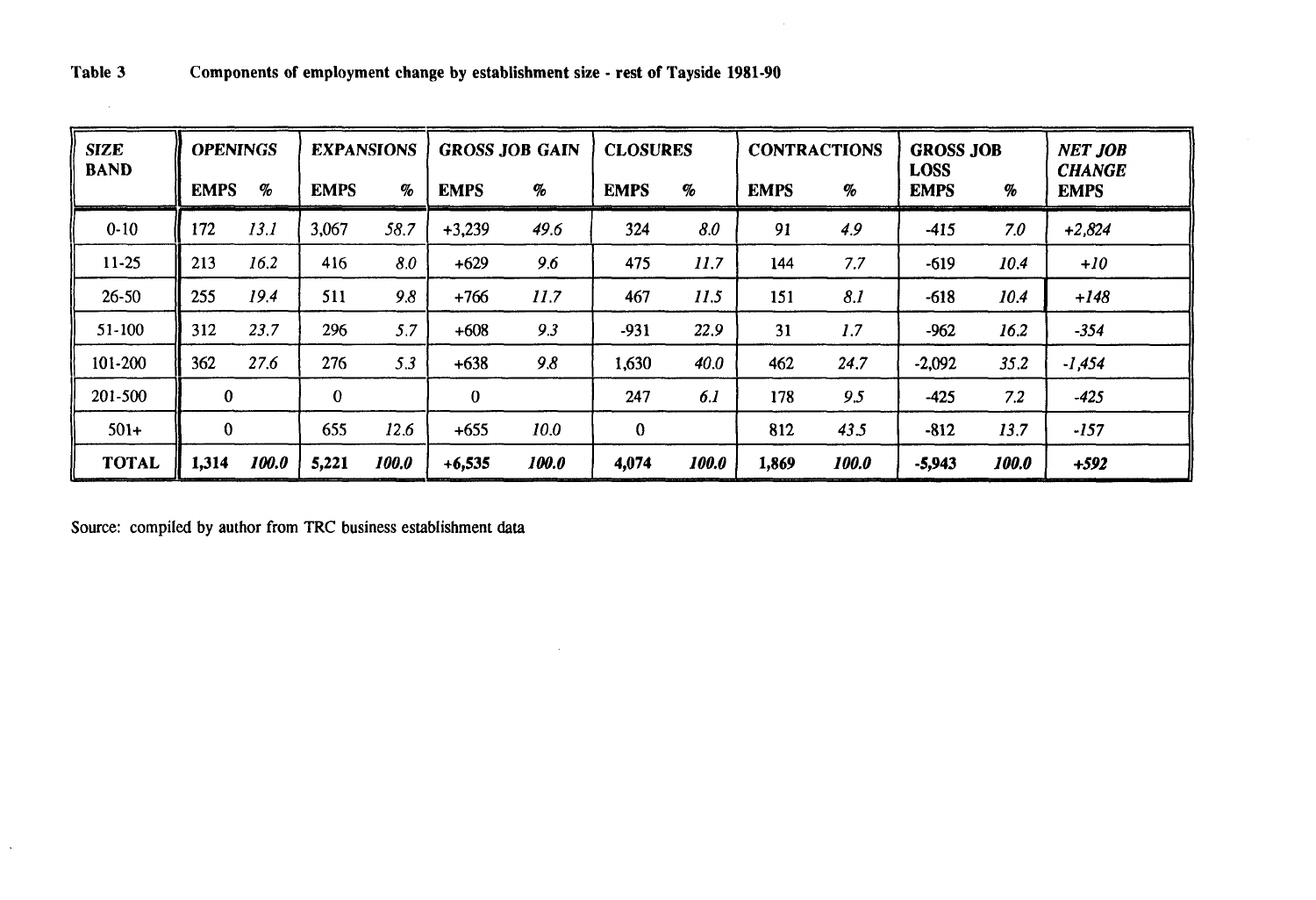**Table 3 Components of employment change by establishment size - rest of Tayside 1981-90**

| *SIZE BAND* | OPENINGS | | EXPANSIONS | | GROSS JOB GAIN | | CLOSURES | | CONTRACTIONS | | GROSS JOB LOSS | | *NET JOB CHANGE* |
|---|---|---|---|---|---|---|---|---|---|---|---|---|---|
| | EMPS | % | EMPS | % | EMPS | % | EMPS | % | EMPS | % | EMPS | % | EMPS |
| 0-10 | 172 | *13.1* | 3,067 | *58.7* | +3,239 | *49.6* | 324 | *8.0* | 91 | *4.9* | -415 | *7.0* | *+2,824* |
| 11-25 | 213 | *16.2* | 416 | *8.0* | +629 | *9.6* | 475 | *11.7* | 144 | *7.7* | -619 | *10.4* | *+10* |
| 26-50 | 255 | *19.4* | 511 | *9.8* | +766 | *11.7* | 467 | *11.5* | 151 | *8.1* | -618 | *10.4* | *+148* |
| 51-100 | 312 | *23.7* | 296 | *5.7* | +608 | *9.3* | -931 | *22.9* | 31 | *1.7* | -962 | *16.2* | *-354* |
| 101-200 | 362 | *27.6* | 276 | *5.3* | +638 | *9.8* | 1,630 | *40.0* | 462 | *24.7* | -2,092 | *35.2* | *-1,454* |
| 201-500 | 0 | | 0 | | 0 | | 247 | *6.1* | 178 | *9.5* | -425 | *7.2* | *-425* |
| 501+ | 0 | | 655 | *12.6* | +655 | *10.0* | 0 | | 812 | *43.5* | -812 | *13.7* | *-157* |
| **TOTAL** | **1,314** | ***100.0*** | **5,221** | ***100.0*** | ***+6,535*** | ***100.0*** | **4,074** | ***100.0*** | **1,869** | ***100.0*** | ***-5,943*** | ***100.0*** | ***+592*** |

Source: compiled by author from TRC business establishment data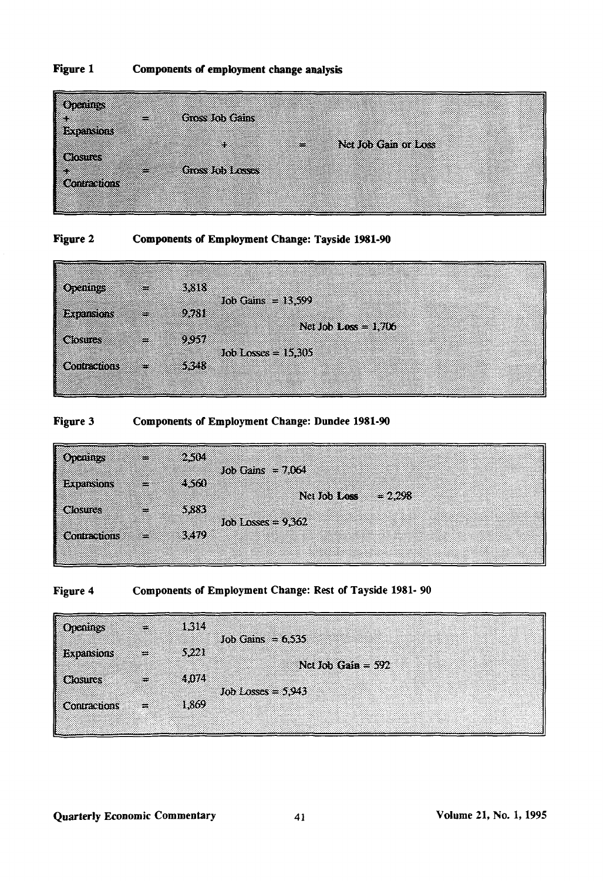**Figure 1** **Components of employment change analysis**

Openings
\+
Expansions

= Gross Job Gains

\+ = Net Job Gain or Loss

Closures
\+
Contractions

= Gross Job Losses

**Figure 2** **Components of Employment Change: Tayside 1981-90**

Openings = 3,818

Expansions = 9,781

Closures = 9,957

Contractions = 5,348

Job Gains = 13,599

Job Losses = 15,305

Net Job Loss = 1,706

**Figure 3** **Components of Employment Change: Dundee 1981-90**

Openings = 2,504

Expansions = 4,560

Closures = 5,883

Contractions = 3,479

Job Gains = 7,064

Job Losses = 9,362

Net Job Loss = 2,298

**Figure 4** **Components of Employment Change: Rest of Tayside 1981- 90**

Openings = 1,314

Expansions = 5,221

Closures = 4,074

Contractions = 1,869

Job Gains = 6,535

Job Losses = 5,943

Net Job Gain = 592